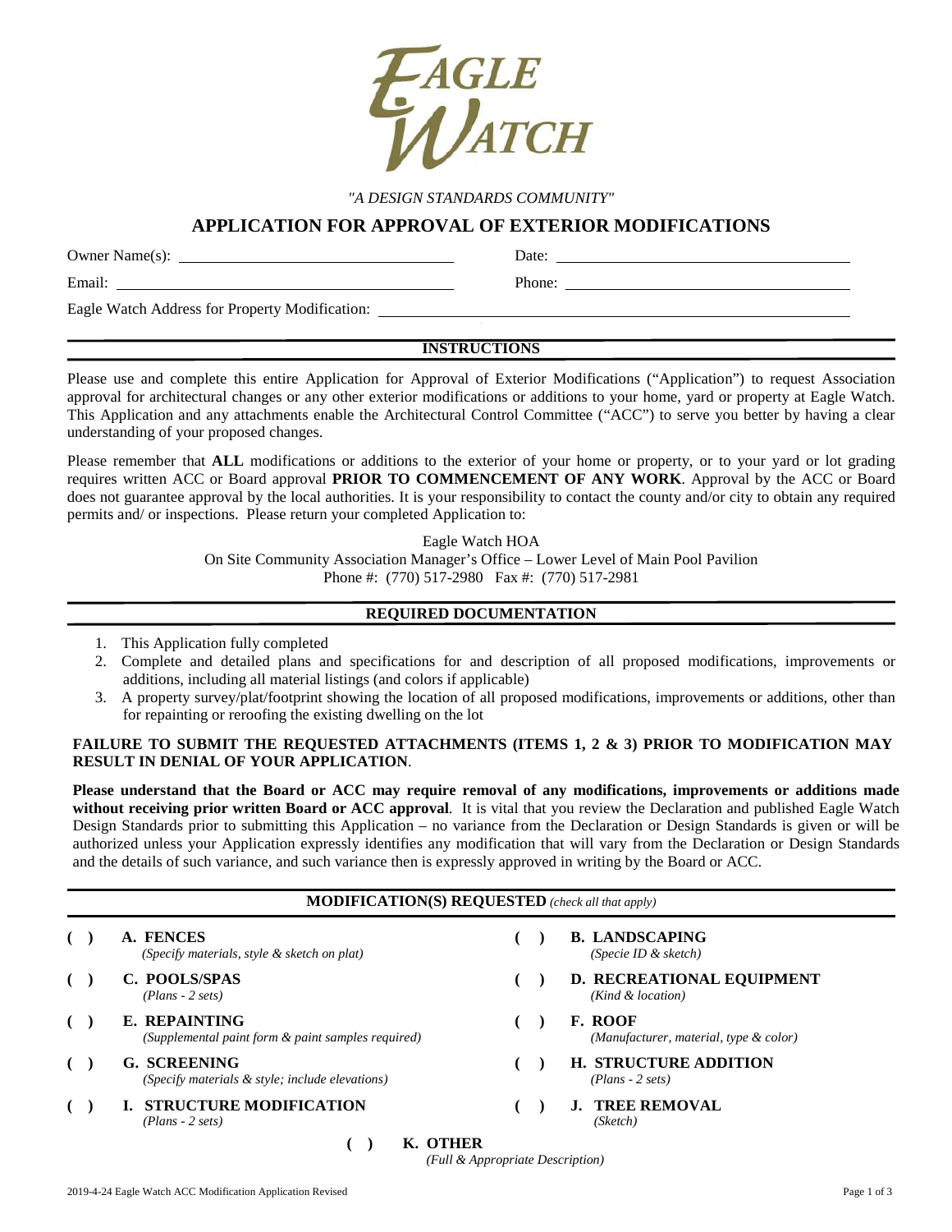# EAGLE WATCH

*"A DESIGN STANDARDS COMMUNITY"*

## APPLICATION FOR APPROVAL OF EXTERIOR MODIFICATIONS

Owner Name(s): ______________________ Date: ______________________

Email: ______________________ Phone: ______________________

Eagle Watch Address for Property Modification: ______________________

### INSTRUCTIONS

Please use and complete this entire Application for Approval of Exterior Modifications ("Application") to request Association approval for architectural changes or any other exterior modifications or additions to your home, yard or property at Eagle Watch. This Application and any attachments enable the Architectural Control Committee ("ACC") to serve you better by having a clear understanding of your proposed changes.

Please remember that **ALL** modifications or additions to the exterior of your home or property, or to your yard or lot grading requires written ACC or Board approval **PRIOR TO COMMENCEMENT OF ANY WORK**. Approval by the ACC or Board does not guarantee approval by the local authorities. It is your responsibility to contact the county and/or city to obtain any required permits and/ or inspections. Please return your completed Application to:

Eagle Watch HOA
On Site Community Association Manager's Office – Lower Level of Main Pool Pavilion
Phone #: (770) 517-2980 Fax #: (770) 517-2981

### REQUIRED DOCUMENTATION

1. This Application fully completed
2. Complete and detailed plans and specifications for and description of all proposed modifications, improvements or additions, including all material listings (and colors if applicable)
3. A property survey/plat/footprint showing the location of all proposed modifications, improvements or additions, other than for repainting or reroofing the existing dwelling on the lot

**FAILURE TO SUBMIT THE REQUESTED ATTACHMENTS (ITEMS 1, 2 & 3) PRIOR TO MODIFICATION MAY RESULT IN DENIAL OF YOUR APPLICATION**.

**Please understand that the Board or ACC may require removal of any modifications, improvements or additions made without receiving prior written Board or ACC approval**. It is vital that you review the Declaration and published Eagle Watch Design Standards prior to submitting this Application – no variance from the Declaration or Design Standards is given or will be authorized unless your Application expressly identifies any modification that will vary from the Declaration or Design Standards and the details of such variance, and such variance then is expressly approved in writing by the Board or ACC.

### MODIFICATION(S) REQUESTED *(check all that apply)*

( ) **A. FENCES**
*(Specify materials, style & sketch on plat)*

( ) **B. LANDSCAPING**
*(Specie ID & sketch)*

( ) **C. POOLS/SPAS**
*(Plans - 2 sets)*

( ) **D. RECREATIONAL EQUIPMENT**
*(Kind & location)*

( ) **E. REPAINTING**
*(Supplemental paint form & paint samples required)*

( ) **F. ROOF**
*(Manufacturer, material, type & color)*

( ) **G. SCREENING**
*(Specify materials & style; include elevations)*

( ) **H. STRUCTURE ADDITION**
*(Plans - 2 sets)*

( ) **I. STRUCTURE MODIFICATION**
*(Plans - 2 sets)*

( ) **J. TREE REMOVAL**
*(Sketch)*

( ) **K. OTHER**
*(Full & Appropriate Description)*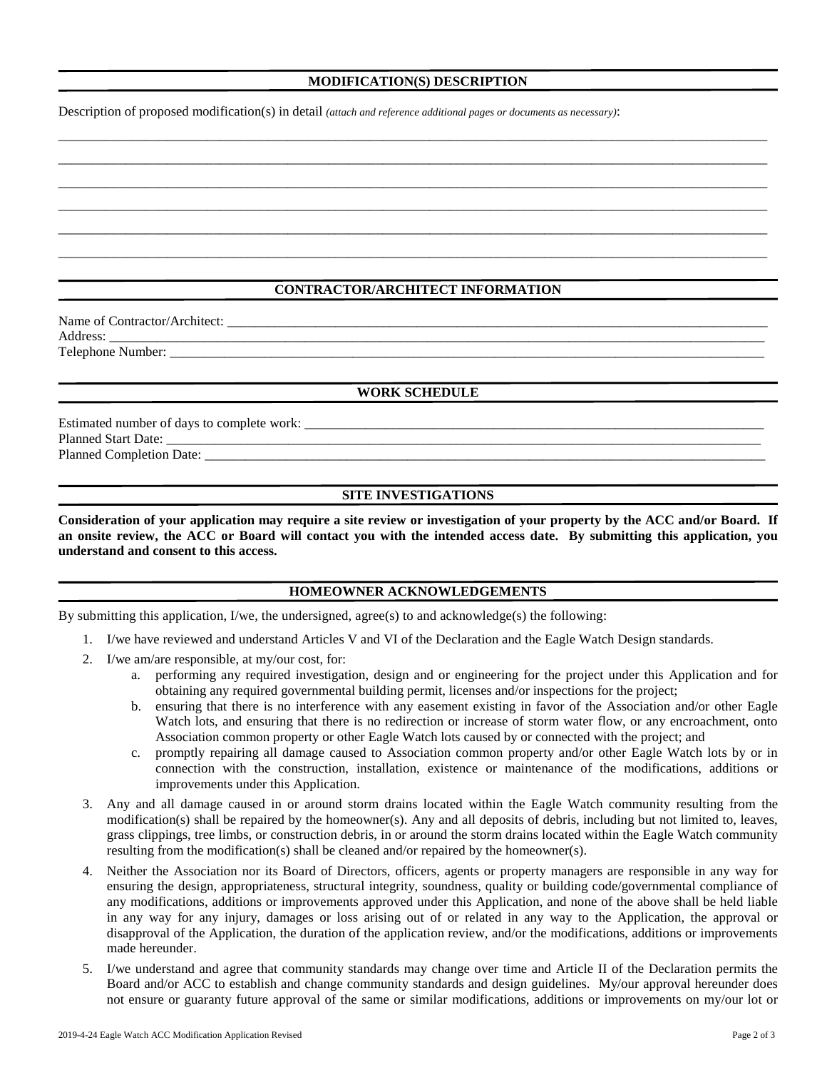## MODIFICATION(S) DESCRIPTION

Description of proposed modification(s) in detail *(attach and reference additional pages or documents as necessary)*:

_______________________________________________________________________________________________

_______________________________________________________________________________________________

_______________________________________________________________________________________________

_______________________________________________________________________________________________

_______________________________________________________________________________________________

_______________________________________________________________________________________________

## CONTRACTOR/ARCHITECT INFORMATION

Name of Contractor/Architect: ____________________________________________________________________
Address: ______________________________________________________________________________________
Telephone Number: _____________________________________________________________________________

## WORK SCHEDULE

Estimated number of days to complete work: _______________________________________________________
Planned Start Date: ____________________________________________________________________________
Planned Completion Date: _______________________________________________________________________

## SITE INVESTIGATIONS

**Consideration of your application may require a site review or investigation of your property by the ACC and/or Board. If an onsite review, the ACC or Board will contact you with the intended access date. By submitting this application, you understand and consent to this access.**

## HOMEOWNER ACKNOWLEDGEMENTS

By submitting this application, I/we, the undersigned, agree(s) to and acknowledge(s) the following:

1. I/we have reviewed and understand Articles V and VI of the Declaration and the Eagle Watch Design standards.
2. I/we am/are responsible, at my/our cost, for:
   a. performing any required investigation, design and or engineering for the project under this Application and for obtaining any required governmental building permit, licenses and/or inspections for the project;
   b. ensuring that there is no interference with any easement existing in favor of the Association and/or other Eagle Watch lots, and ensuring that there is no redirection or increase of storm water flow, or any encroachment, onto Association common property or other Eagle Watch lots caused by or connected with the project; and
   c. promptly repairing all damage caused to Association common property and/or other Eagle Watch lots by or in connection with the construction, installation, existence or maintenance of the modifications, additions or improvements under this Application.
3. Any and all damage caused in or around storm drains located within the Eagle Watch community resulting from the modification(s) shall be repaired by the homeowner(s). Any and all deposits of debris, including but not limited to, leaves, grass clippings, tree limbs, or construction debris, in or around the storm drains located within the Eagle Watch community resulting from the modification(s) shall be cleaned and/or repaired by the homeowner(s).
4. Neither the Association nor its Board of Directors, officers, agents or property managers are responsible in any way for ensuring the design, appropriateness, structural integrity, soundness, quality or building code/governmental compliance of any modifications, additions or improvements approved under this Application, and none of the above shall be held liable in any way for any injury, damages or loss arising out of or related in any way to the Application, the approval or disapproval of the Application, the duration of the application review, and/or the modifications, additions or improvements made hereunder.
5. I/we understand and agree that community standards may change over time and Article II of the Declaration permits the Board and/or ACC to establish and change community standards and design guidelines. My/our approval hereunder does not ensure or guaranty future approval of the same or similar modifications, additions or improvements on my/our lot or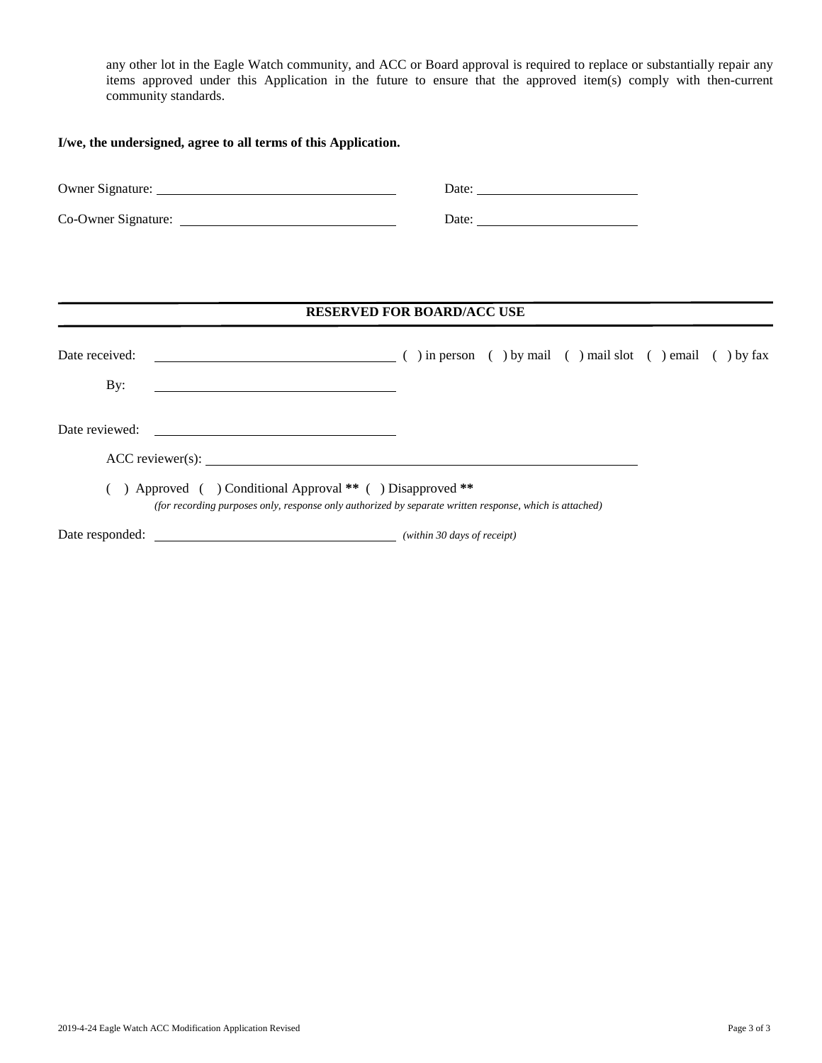any other lot in the Eagle Watch community, and ACC or Board approval is required to replace or substantially repair any items approved under this Application in the future to ensure that the approved item(s) comply with then-current community standards.

**I/we, the undersigned, agree to all terms of this Application.**

Owner Signature: ______________________________ Date: ______________________

Co-Owner Signature: ___________________________ Date: ______________________

---

**RESERVED FOR BOARD/ACC USE**

---

Date received: ______________________________ ( ) in person ( ) by mail ( ) mail slot ( ) email ( ) by fax

By: ______________________________

Date reviewed: ______________________________

ACC reviewer(s): ______________________________________________

( ) Approved ( ) Conditional Approval **\*\*** ( ) Disapproved **\*\***

*(for recording purposes only, response only authorized by separate written response, which is attached)*

Date responded: ______________________________ *(within 30 days of receipt)*